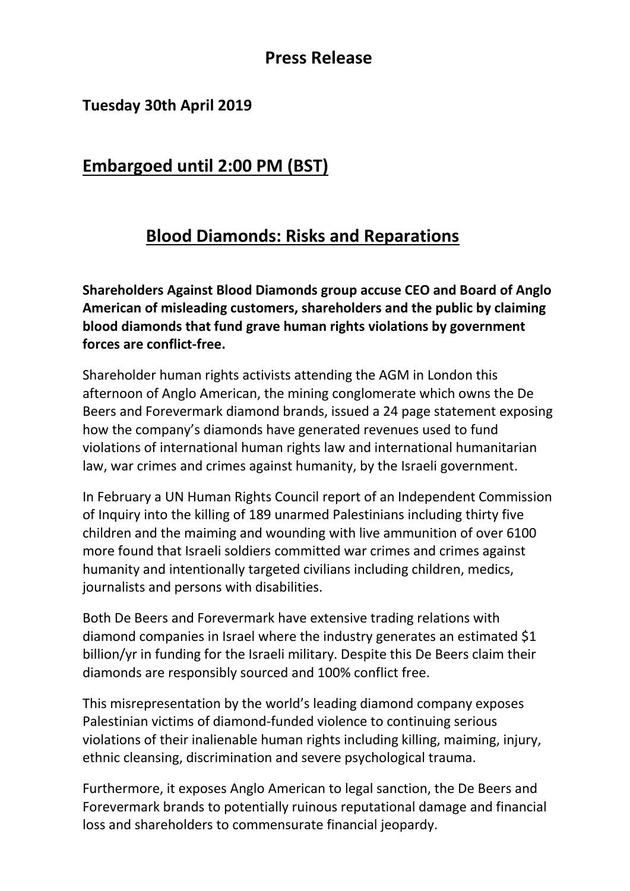## Press Release

**Tuesday 30th April 2019**

## Embargoed until 2:00 PM (BST)

# Blood Diamonds: Risks and Reparations

**Shareholders Against Blood Diamonds group accuse CEO and Board of Anglo American of misleading customers, shareholders and the public by claiming blood diamonds that fund grave human rights violations by government forces are conflict-free.**

Shareholder human rights activists attending the AGM in London this afternoon of Anglo American, the mining conglomerate which owns the De Beers and Forevermark diamond brands, issued a 24 page statement exposing how the company's diamonds have generated revenues used to fund violations of international human rights law and international humanitarian law, war crimes and crimes against humanity, by the Israeli government.

In February a UN Human Rights Council report of an Independent Commission of Inquiry into the killing of 189 unarmed Palestinians including thirty five children and the maiming and wounding with live ammunition of over 6100 more found that Israeli soldiers committed war crimes and crimes against humanity and intentionally targeted civilians including children, medics, journalists and persons with disabilities.

Both De Beers and Forevermark have extensive trading relations with diamond companies in Israel where the industry generates an estimated $1 billion/yr in funding for the Israeli military. Despite this De Beers claim their diamonds are responsibly sourced and 100% conflict free.

This misrepresentation by the world's leading diamond company exposes Palestinian victims of diamond-funded violence to continuing serious violations of their inalienable human rights including killing, maiming, injury, ethnic cleansing, discrimination and severe psychological trauma.

Furthermore, it exposes Anglo American to legal sanction, the De Beers and Forevermark brands to potentially ruinous reputational damage and financial loss and shareholders to commensurate financial jeopardy.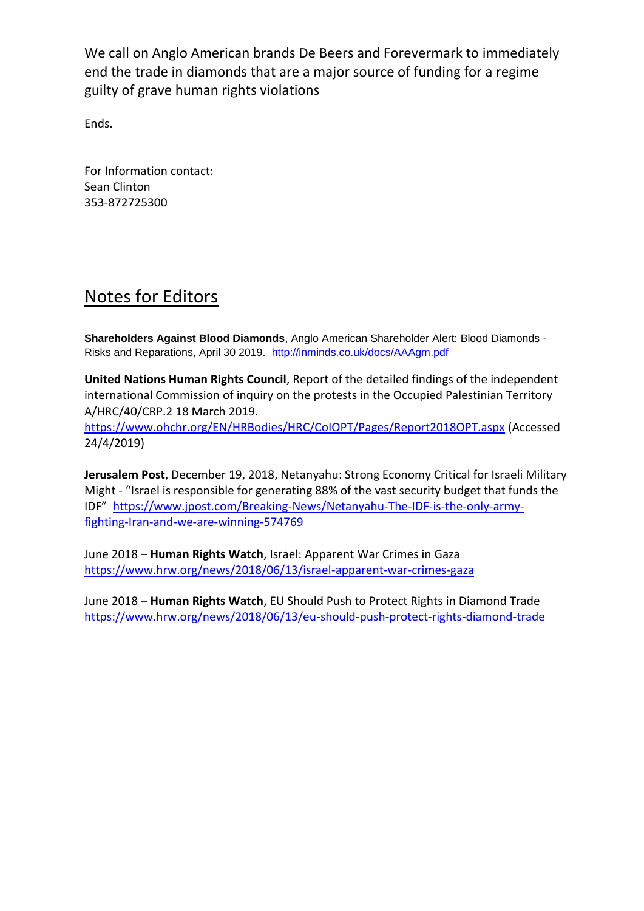We call on Anglo American brands De Beers and Forevermark to immediately end the trade in diamonds that are a major source of funding for a regime guilty of grave human rights violations

Ends.

For Information contact:
Sean Clinton
353-872725300

## Notes for Editors

**Shareholders Against Blood Diamonds**, Anglo American Shareholder Alert: Blood Diamonds - Risks and Reparations, April 30 2019. http://inminds.co.uk/docs/AAAgm.pdf

**United Nations Human Rights Council**, Report of the detailed findings of the independent international Commission of inquiry on the protests in the Occupied Palestinian Territory A/HRC/40/CRP.2 18 March 2019. https://www.ohchr.org/EN/HRBodies/HRC/CoIOPT/Pages/Report2018OPT.aspx (Accessed 24/4/2019)

**Jerusalem Post**, December 19, 2018, Netanyahu: Strong Economy Critical for Israeli Military Might - "Israel is responsible for generating 88% of the vast security budget that funds the IDF" https://www.jpost.com/Breaking-News/Netanyahu-The-IDF-is-the-only-army-fighting-Iran-and-we-are-winning-574769

June 2018 – **Human Rights Watch**, Israel: Apparent War Crimes in Gaza https://www.hrw.org/news/2018/06/13/israel-apparent-war-crimes-gaza

June 2018 – **Human Rights Watch**, EU Should Push to Protect Rights in Diamond Trade https://www.hrw.org/news/2018/06/13/eu-should-push-protect-rights-diamond-trade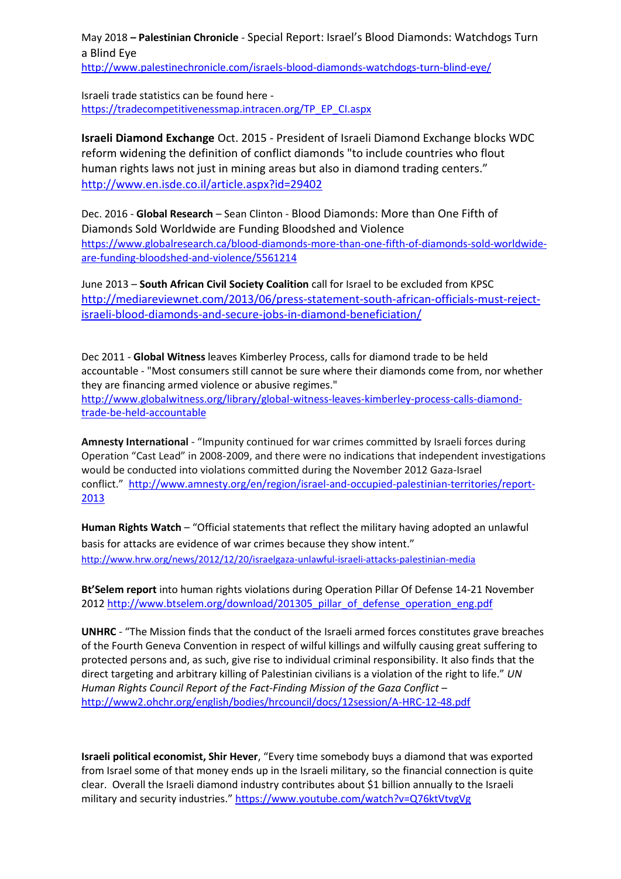May 2018 **– Palestinian Chronicle** - Special Report: Israel's Blood Diamonds: Watchdogs Turn a Blind Eye
http://www.palestinechronicle.com/israels-blood-diamonds-watchdogs-turn-blind-eye/

Israeli trade statistics can be found here -
https://tradecompetitivenessmap.intracen.org/TP_EP_CI.aspx

**Israeli Diamond Exchange** Oct. 2015 - President of Israeli Diamond Exchange blocks WDC reform widening the definition of conflict diamonds "to include countries who flout human rights laws not just in mining areas but also in diamond trading centers."
http://www.en.isde.co.il/article.aspx?id=29402

Dec. 2016 - **Global Research** – Sean Clinton - Blood Diamonds: More than One Fifth of Diamonds Sold Worldwide are Funding Bloodshed and Violence
https://www.globalresearch.ca/blood-diamonds-more-than-one-fifth-of-diamonds-sold-worldwide-are-funding-bloodshed-and-violence/5561214

June 2013 – **South African Civil Society Coalition** call for Israel to be excluded from KPSC
http://mediareviewnet.com/2013/06/press-statement-south-african-officials-must-reject-israeli-blood-diamonds-and-secure-jobs-in-diamond-beneficiation/

Dec 2011 - **Global Witness** leaves Kimberley Process, calls for diamond trade to be held accountable - "Most consumers still cannot be sure where their diamonds come from, nor whether they are financing armed violence or abusive regimes."
http://www.globalwitness.org/library/global-witness-leaves-kimberley-process-calls-diamond-trade-be-held-accountable

**Amnesty International** - "Impunity continued for war crimes committed by Israeli forces during Operation "Cast Lead" in 2008-2009, and there were no indications that independent investigations would be conducted into violations committed during the November 2012 Gaza-Israel conflict." http://www.amnesty.org/en/region/israel-and-occupied-palestinian-territories/report-2013

**Human Rights Watch** – "Official statements that reflect the military having adopted an unlawful basis for attacks are evidence of war crimes because they show intent."
http://www.hrw.org/news/2012/12/20/israelgaza-unlawful-israeli-attacks-palestinian-media

**Bt'Selem report** into human rights violations during Operation Pillar Of Defense 14-21 November 2012 http://www.btselem.org/download/201305_pillar_of_defense_operation_eng.pdf

**UNHRC** - "The Mission finds that the conduct of the Israeli armed forces constitutes grave breaches of the Fourth Geneva Convention in respect of wilful killings and wilfully causing great suffering to protected persons and, as such, give rise to individual criminal responsibility. It also finds that the direct targeting and arbitrary killing of Palestinian civilians is a violation of the right to life." *UN Human Rights Council Report of the Fact-Finding Mission of the Gaza Conflict* – http://www2.ohchr.org/english/bodies/hrcouncil/docs/12session/A-HRC-12-48.pdf

**Israeli political economist, Shir Hever**, "Every time somebody buys a diamond that was exported from Israel some of that money ends up in the Israeli military, so the financial connection is quite clear. Overall the Israeli diamond industry contributes about $1 billion annually to the Israeli military and security industries." https://www.youtube.com/watch?v=Q76ktVtvgVg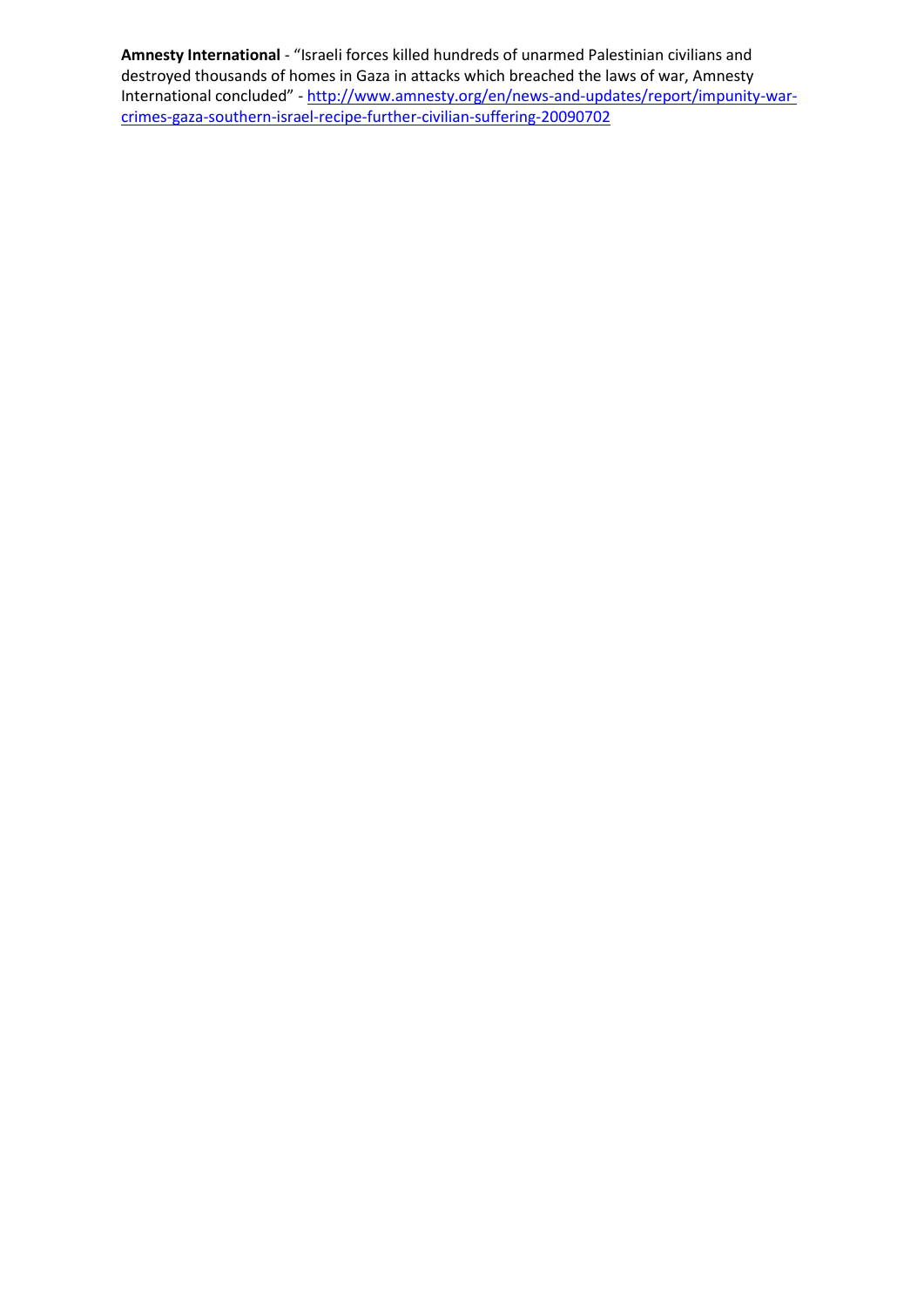**Amnesty International** - "Israeli forces killed hundreds of unarmed Palestinian civilians and destroyed thousands of homes in Gaza in attacks which breached the laws of war, Amnesty International concluded" - http://www.amnesty.org/en/news-and-updates/report/impunity-war-crimes-gaza-southern-israel-recipe-further-civilian-suffering-20090702